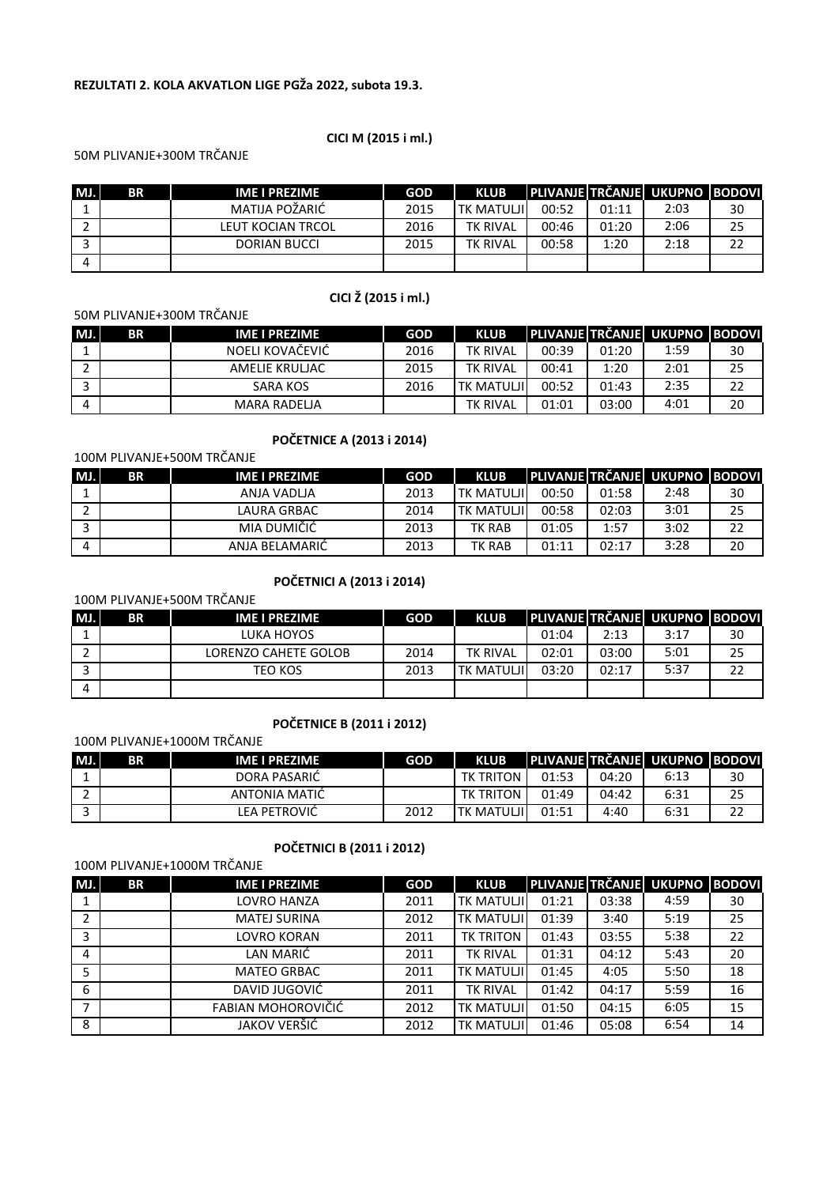**REZULTATI 2. KOLA AKVATLON LIGE PGŽa 2022, subota 19.3.**

### CICI M (2015 i ml.)

50M PLIVANJE+300M TRČANJE

| MJ. | BR | IME I PREZIME | GOD | KLUB | PLIVANJE | TRČANJE | UKUPNO | BODOVI |
|---|---|---|---|---|---|---|---|---|
| 1 | | MATIJA POŽARIĆ | 2015 | TK MATULJI | 00:52 | 01:11 | 2:03 | 30 |
| 2 | | LEUT KOCIAN TRCOL | 2016 | TK RIVAL | 00:46 | 01:20 | 2:06 | 25 |
| 3 | | DORIAN BUCCI | 2015 | TK RIVAL | 00:58 | 1:20 | 2:18 | 22 |
| 4 | | | | | | | | |

### CICI Ž (2015 i ml.)

50M PLIVANJE+300M TRČANJE

| MJ. | BR | IME I PREZIME | GOD | KLUB | PLIVANJE | TRČANJE | UKUPNO | BODOVI |
|---|---|---|---|---|---|---|---|---|
| 1 | | NOELI KOVAČEVIĆ | 2016 | TK RIVAL | 00:39 | 01:20 | 1:59 | 30 |
| 2 | | AMELIE KRULJAC | 2015 | TK RIVAL | 00:41 | 1:20 | 2:01 | 25 |
| 3 | | SARA KOS | 2016 | TK MATULJI | 00:52 | 01:43 | 2:35 | 22 |
| 4 | | MARA RADELJA | | TK RIVAL | 01:01 | 03:00 | 4:01 | 20 |

### POČETNICE A (2013 i 2014)

100M PLIVANJE+500M TRČANJE

| MJ. | BR | IME I PREZIME | GOD | KLUB | PLIVANJE | TRČANJE | UKUPNO | BODOVI |
|---|---|---|---|---|---|---|---|---|
| 1 | | ANJA VADLJA | 2013 | TK MATULJI | 00:50 | 01:58 | 2:48 | 30 |
| 2 | | LAURA GRBAC | 2014 | TK MATULJI | 00:58 | 02:03 | 3:01 | 25 |
| 3 | | MIA DUMIČIĆ | 2013 | TK RAB | 01:05 | 1:57 | 3:02 | 22 |
| 4 | | ANJA BELAMARIĆ | 2013 | TK RAB | 01:11 | 02:17 | 3:28 | 20 |

### POČETNICI A (2013 i 2014)

100M PLIVANJE+500M TRČANJE

| MJ. | BR | IME I PREZIME | GOD | KLUB | PLIVANJE | TRČANJE | UKUPNO | BODOVI |
|---|---|---|---|---|---|---|---|---|
| 1 | | LUKA HOYOS | | | 01:04 | 2:13 | 3:17 | 30 |
| 2 | | LORENZO CAHETE GOLOB | 2014 | TK RIVAL | 02:01 | 03:00 | 5:01 | 25 |
| 3 | | TEO KOS | 2013 | TK MATULJI | 03:20 | 02:17 | 5:37 | 22 |
| 4 | | | | | | | | |

### POČETNICE B (2011 i 2012)

100M PLIVANJE+1000M TRČANJE

| MJ. | BR | IME I PREZIME | GOD | KLUB | PLIVANJE | TRČANJE | UKUPNO | BODOVI |
|---|---|---|---|---|---|---|---|---|
| 1 | | DORA PASARIĆ | | TK TRITON | 01:53 | 04:20 | 6:13 | 30 |
| 2 | | ANTONIA MATIĆ | | TK TRITON | 01:49 | 04:42 | 6:31 | 25 |
| 3 | | LEA PETROVIĆ | 2012 | TK MATULJI | 01:51 | 4:40 | 6:31 | 22 |

### POČETNICI B (2011 i 2012)

100M PLIVANJE+1000M TRČANJE

| MJ. | BR | IME I PREZIME | GOD | KLUB | PLIVANJE | TRČANJE | UKUPNO | BODOVI |
|---|---|---|---|---|---|---|---|---|
| 1 | | LOVRO HANZA | 2011 | TK MATULJI | 01:21 | 03:38 | 4:59 | 30 |
| 2 | | MATEJ SURINA | 2012 | TK MATULJI | 01:39 | 3:40 | 5:19 | 25 |
| 3 | | LOVRO KORAN | 2011 | TK TRITON | 01:43 | 03:55 | 5:38 | 22 |
| 4 | | LAN MARIĆ | 2011 | TK RIVAL | 01:31 | 04:12 | 5:43 | 20 |
| 5 | | MATEO GRBAC | 2011 | TK MATULJI | 01:45 | 4:05 | 5:50 | 18 |
| 6 | | DAVID JUGOVIĆ | 2011 | TK RIVAL | 01:42 | 04:17 | 5:59 | 16 |
| 7 | | FABIAN MOHOROVIČIĆ | 2012 | TK MATULJI | 01:50 | 04:15 | 6:05 | 15 |
| 8 | | JAKOV VERŠIĆ | 2012 | TK MATULJI | 01:46 | 05:08 | 6:54 | 14 |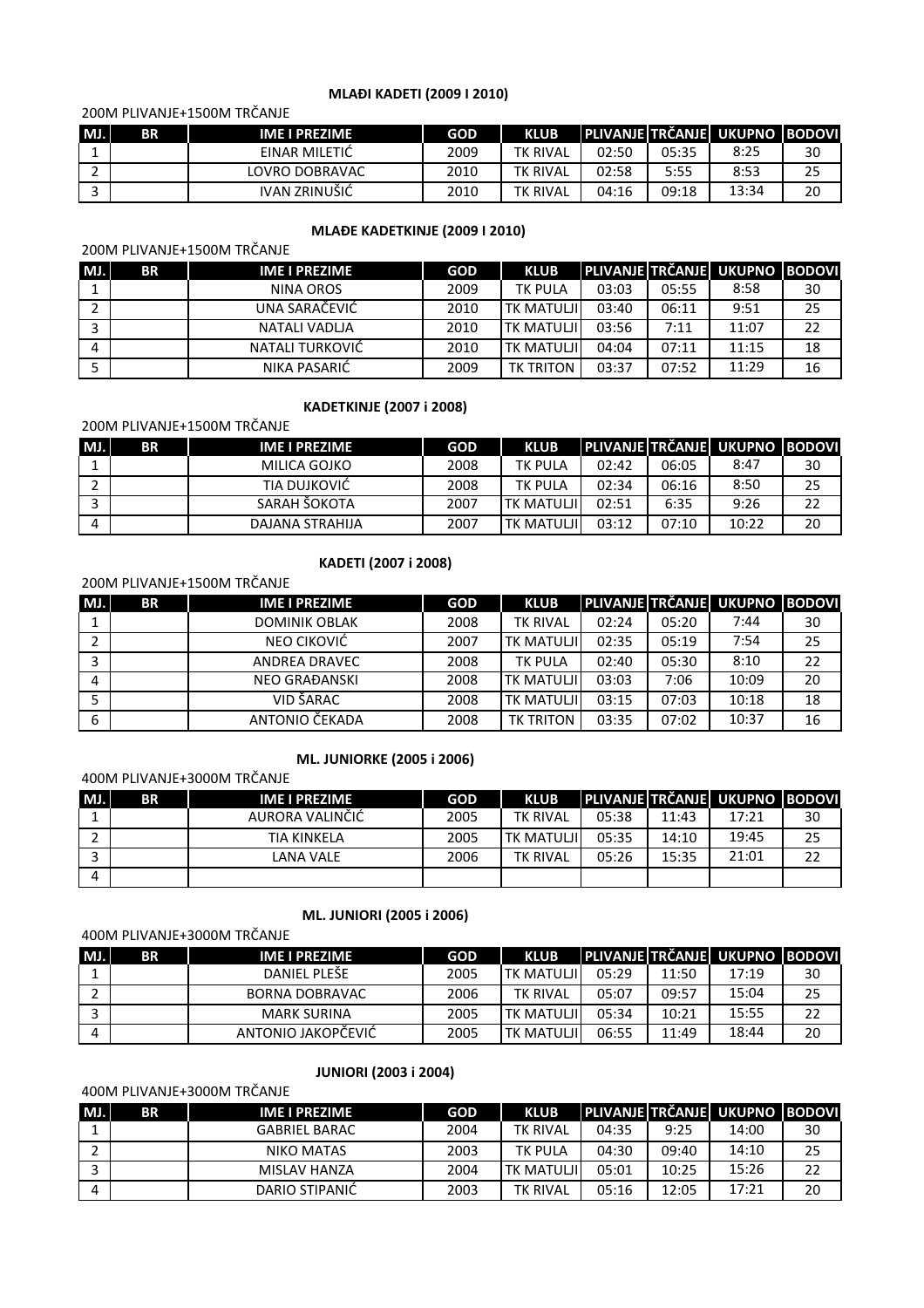### MLAĐI KADETI (2009 I 2010)

200M PLIVANJE+1500M TRČANJE

| MJ. | BR | IME I PREZIME | GOD | KLUB | PLIVANJE | TRČANJE | UKUPNO | BODOVI |
|---|---|---|---|---|---|---|---|---|
| 1 | | EINAR MILETIĆ | 2009 | TK RIVAL | 02:50 | 05:35 | 8:25 | 30 |
| 2 | | LOVRO DOBRAVAC | 2010 | TK RIVAL | 02:58 | 5:55 | 8:53 | 25 |
| 3 | | IVAN ZRINUŠIĆ | 2010 | TK RIVAL | 04:16 | 09:18 | 13:34 | 20 |

### MLAĐE KADETKINJE (2009 I 2010)

200M PLIVANJE+1500M TRČANJE

| MJ. | BR | IME I PREZIME | GOD | KLUB | PLIVANJE | TRČANJE | UKUPNO | BODOVI |
|---|---|---|---|---|---|---|---|---|
| 1 | | NINA OROS | 2009 | TK PULA | 03:03 | 05:55 | 8:58 | 30 |
| 2 | | UNA SARAČEVIĆ | 2010 | TK MATULJI | 03:40 | 06:11 | 9:51 | 25 |
| 3 | | NATALI VADLJA | 2010 | TK MATULJI | 03:56 | 7:11 | 11:07 | 22 |
| 4 | | NATALI TURKOVIĆ | 2010 | TK MATULJI | 04:04 | 07:11 | 11:15 | 18 |
| 5 | | NIKA PASARIĆ | 2009 | TK TRITON | 03:37 | 07:52 | 11:29 | 16 |

### KADETKINJE (2007 i 2008)

200M PLIVANJE+1500M TRČANJE

| MJ. | BR | IME I PREZIME | GOD | KLUB | PLIVANJE | TRČANJE | UKUPNO | BODOVI |
|---|---|---|---|---|---|---|---|---|
| 1 | | MILICA GOJKO | 2008 | TK PULA | 02:42 | 06:05 | 8:47 | 30 |
| 2 | | TIA DUJKOVIĆ | 2008 | TK PULA | 02:34 | 06:16 | 8:50 | 25 |
| 3 | | SARAH ŠOKOTA | 2007 | TK MATULJI | 02:51 | 6:35 | 9:26 | 22 |
| 4 | | DAJANA STRAHIJA | 2007 | TK MATULJI | 03:12 | 07:10 | 10:22 | 20 |

### KADETI (2007 i 2008)

200M PLIVANJE+1500M TRČANJE

| MJ. | BR | IME I PREZIME | GOD | KLUB | PLIVANJE | TRČANJE | UKUPNO | BODOVI |
|---|---|---|---|---|---|---|---|---|
| 1 | | DOMINIK OBLAK | 2008 | TK RIVAL | 02:24 | 05:20 | 7:44 | 30 |
| 2 | | NEO CIKOVIĆ | 2007 | TK MATULJI | 02:35 | 05:19 | 7:54 | 25 |
| 3 | | ANDREA DRAVEC | 2008 | TK PULA | 02:40 | 05:30 | 8:10 | 22 |
| 4 | | NEO GRAĐANSKI | 2008 | TK MATULJI | 03:03 | 7:06 | 10:09 | 20 |
| 5 | | VID ŠARAC | 2008 | TK MATULJI | 03:15 | 07:03 | 10:18 | 18 |
| 6 | | ANTONIO ČEKADA | 2008 | TK TRITON | 03:35 | 07:02 | 10:37 | 16 |

### ML. JUNIORKE (2005 i 2006)

400M PLIVANJE+3000M TRČANJE

| MJ. | BR | IME I PREZIME | GOD | KLUB | PLIVANJE | TRČANJE | UKUPNO | BODOVI |
|---|---|---|---|---|---|---|---|---|
| 1 | | AURORA VALINČIĆ | 2005 | TK RIVAL | 05:38 | 11:43 | 17:21 | 30 |
| 2 | | TIA KINKELA | 2005 | TK MATULJI | 05:35 | 14:10 | 19:45 | 25 |
| 3 | | LANA VALE | 2006 | TK RIVAL | 05:26 | 15:35 | 21:01 | 22 |
| 4 | | | | | | | | |

### ML. JUNIORI (2005 i 2006)

400M PLIVANJE+3000M TRČANJE

| MJ. | BR | IME I PREZIME | GOD | KLUB | PLIVANJE | TRČANJE | UKUPNO | BODOVI |
|---|---|---|---|---|---|---|---|---|
| 1 | | DANIEL PLEŠE | 2005 | TK MATULJI | 05:29 | 11:50 | 17:19 | 30 |
| 2 | | BORNA DOBRAVAC | 2006 | TK RIVAL | 05:07 | 09:57 | 15:04 | 25 |
| 3 | | MARK SURINA | 2005 | TK MATULJI | 05:34 | 10:21 | 15:55 | 22 |
| 4 | | ANTONIO JAKOPČEVIĆ | 2005 | TK MATULJI | 06:55 | 11:49 | 18:44 | 20 |

### JUNIORI (2003 i 2004)

400M PLIVANJE+3000M TRČANJE

| MJ. | BR | IME I PREZIME | GOD | KLUB | PLIVANJE | TRČANJE | UKUPNO | BODOVI |
|---|---|---|---|---|---|---|---|---|
| 1 | | GABRIEL BARAC | 2004 | TK RIVAL | 04:35 | 9:25 | 14:00 | 30 |
| 2 | | NIKO MATAS | 2003 | TK PULA | 04:30 | 09:40 | 14:10 | 25 |
| 3 | | MISLAV HANZA | 2004 | TK MATULJI | 05:01 | 10:25 | 15:26 | 22 |
| 4 | | DARIO STIPANIĆ | 2003 | TK RIVAL | 05:16 | 12:05 | 17:21 | 20 |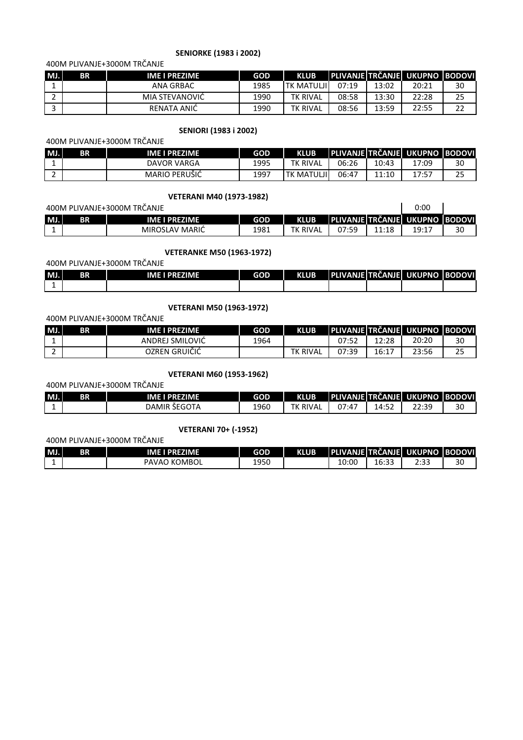**SENIORKE (1983 i 2002)**

400M PLIVANJE+3000M TRČANJE

| MJ. | BR | IME I PREZIME | GOD | KLUB | PLIVANJE | TRČANJE | UKUPNO | BODOVI |
|---|---|---|---|---|---|---|---|---|
| 1 | | ANA GRBAC | 1985 | TK MATULJI | 07:19 | 13:02 | 20:21 | 30 |
| 2 | | MIA STEVANOVIĆ | 1990 | TK RIVAL | 08:58 | 13:30 | 22:28 | 25 |
| 3 | | RENATA ANIĆ | 1990 | TK RIVAL | 08:56 | 13:59 | 22:55 | 22 |

**SENIORI (1983 i 2002)**

400M PLIVANJE+3000M TRČANJE

| MJ. | BR | IME I PREZIME | GOD | KLUB | PLIVANJE | TRČANJE | UKUPNO | BODOVI |
|---|---|---|---|---|---|---|---|---|
| 1 | | DAVOR VARGA | 1995 | TK RIVAL | 06:26 | 10:43 | 17:09 | 30 |
| 2 | | MARIO PERUŠIĆ | 1997 | TK MATULJI | 06:47 | 11:10 | 17:57 | 25 |

**VETERANI M40 (1973-1982)**

400M PLIVANJE+3000M TRČANJE 0:00

| MJ. | BR | IME I PREZIME | GOD | KLUB | PLIVANJE | TRČANJE | UKUPNO | BODOVI |
|---|---|---|---|---|---|---|---|---|
| 1 | | MIROSLAV MARIĆ | 1981 | TK RIVAL | 07:59 | 11:18 | 19:17 | 30 |

**VETERANKE M50 (1963-1972)**

400M PLIVANJE+3000M TRČANJE

| MJ. | BR | IME I PREZIME | GOD | KLUB | PLIVANJE | TRČANJE | UKUPNO | BODOVI |
|---|---|---|---|---|---|---|---|---|
| 1 | | | | | | | | |

**VETERANI M50 (1963-1972)**

400M PLIVANJE+3000M TRČANJE

| MJ. | BR | IME I PREZIME | GOD | KLUB | PLIVANJE | TRČANJE | UKUPNO | BODOVI |
|---|---|---|---|---|---|---|---|---|
| 1 | | ANDREJ SMILOVIĆ | 1964 | | 07:52 | 12:28 | 20:20 | 30 |
| 2 | | OZREN GRUIČIĆ | | TK RIVAL | 07:39 | 16:17 | 23:56 | 25 |

**VETERANI M60 (1953-1962)**

400M PLIVANJE+3000M TRČANJE

| MJ. | BR | IME I PREZIME | GOD | KLUB | PLIVANJE | TRČANJE | UKUPNO | BODOVI |
|---|---|---|---|---|---|---|---|---|
| 1 | | DAMIR ŠEGOTA | 1960 | TK RIVAL | 07:47 | 14:52 | 22:39 | 30 |

**VETERANI 70+ (-1952)**

400M PLIVANJE+3000M TRČANJE

| MJ. | BR | IME I PREZIME | GOD | KLUB | PLIVANJE | TRČANJE | UKUPNO | BODOVI |
|---|---|---|---|---|---|---|---|---|
| 1 | | PAVAO KOMBOL | 1950 | | 10:00 | 16:33 | 2:33 | 30 |